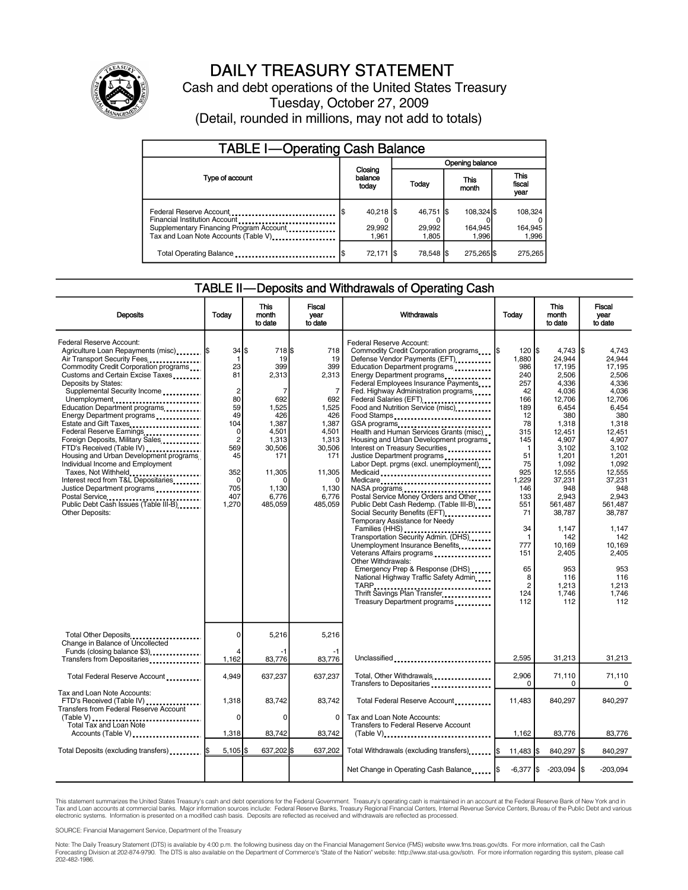# DAILY TREASURY STATEMENT

Cash and debt operations of the United States Treasury

Tuesday, October 27, 2009

(Detail, rounded in millions, may not add to totals)

## TABLE I—Operating Cash Balance

| Type of account | Closing balance today | Opening balance Today | Opening balance This month | Opening balance This fiscal year |
|---|---|---|---|---|
| Federal Reserve Account | $ 40,218 | $ 46,751 | $ 108,324 | $ 108,324 |
| Financial Institution Account | 0 | 0 | 0 | 0 |
| Supplementary Financing Program Account | 29,992 | 29,992 | 164,945 | 164,945 |
| Tax and Loan Note Accounts (Table V) | 1,961 | 1,805 | 1,996 | 1,996 |
| Total Operating Balance | $ 72,171 | $ 78,548 | $ 275,265 | $ 275,265 |

## TABLE II—Deposits and Withdrawals of Operating Cash

| Deposits | Today | This month to date | Fiscal year to date |
|---|---|---|---|
| Federal Reserve Account: | | | |
| Agriculture Loan Repayments (misc) | $ 34 | $ 718 | $ 718 |
| Air Transport Security Fees | 1 | 19 | 19 |
| Commodity Credit Corporation programs | 23 | 399 | 399 |
| Customs and Certain Excise Taxes | 81 | 2,313 | 2,313 |
| Deposits by States: | | | |
| Supplemental Security Income | 2 | 7 | 7 |
| Unemployment | 80 | 692 | 692 |
| Education Department programs | 59 | 1,525 | 1,525 |
| Energy Department programs | 49 | 426 | 426 |
| Estate and Gift Taxes | 104 | 1,387 | 1,387 |
| Federal Reserve Earnings | 0 | 4,501 | 4,501 |
| Foreign Deposits, Military Sales | 2 | 1,313 | 1,313 |
| FTD's Received (Table IV) | 569 | 30,506 | 30,506 |
| Housing and Urban Development programs | 45 | 171 | 171 |
| Individual Income and Employment Taxes, Not Withheld | 352 | 11,305 | 11,305 |
| Interest recd from T&L Depositaries | 0 | 0 | 0 |
| Justice Department programs | 705 | 1,130 | 1,130 |
| Postal Service | 407 | 6,776 | 6,776 |
| Public Debt Cash Issues (Table III-B) | 1,270 | 485,059 | 485,059 |
| Other Deposits: | | | |
| Total Other Deposits | 0 | 5,216 | 5,216 |
| Change in Balance of Uncollected Funds (closing balance $3) | 4 | -1 | -1 |
| Transfers from Depositaries | 1,162 | 83,776 | 83,776 |
| Total Federal Reserve Account | 4,949 | 637,237 | 637,237 |
| Tax and Loan Note Accounts: | | | |
| FTD's Received (Table IV) | 1,318 | 83,742 | 83,742 |
| Transfers from Federal Reserve Account (Table V) | 0 | 0 | 0 |
| Total Tax and Loan Note Accounts (Table V) | 1,318 | 83,742 | 83,742 |
| Total Deposits (excluding transfers) | $ 5,105 | $ 637,202 | $ 637,202 |

| Withdrawals | Today | This month to date | Fiscal year to date |
|---|---|---|---|
| Federal Reserve Account: | | | |
| Commodity Credit Corporation programs | $ 120 | $ 4,743 | $ 4,743 |
| Defense Vendor Payments (EFT) | 1,880 | 24,944 | 24,944 |
| Education Department programs | 986 | 17,195 | 17,195 |
| Energy Department programs | 240 | 2,506 | 2,506 |
| Federal Employees Insurance Payments | 257 | 4,336 | 4,336 |
| Fed. Highway Administration programs | 42 | 4,036 | 4,036 |
| Federal Salaries (EFT) | 166 | 12,706 | 12,706 |
| Food and Nutrition Service (misc) | 189 | 6,454 | 6,454 |
| Food Stamps | 12 | 380 | 380 |
| GSA programs | 78 | 1,318 | 1,318 |
| Health and Human Services Grants (misc) | 315 | 12,451 | 12,451 |
| Housing and Urban Development programs | 145 | 4,907 | 4,907 |
| Interest on Treasury Securities | 1 | 3,102 | 3,102 |
| Justice Department programs | 51 | 1,201 | 1,201 |
| Labor Dept. prgms (excl. unemployment) | 75 | 1,092 | 1,092 |
| Medicaid | 925 | 12,555 | 12,555 |
| Medicare | 1,229 | 37,231 | 37,231 |
| NASA programs | 146 | 948 | 948 |
| Postal Service Money Orders and Other | 133 | 2,943 | 2,943 |
| Public Debt Cash Redemp. (Table III-B) | 551 | 561,487 | 561,487 |
| Social Security Benefits (EFT) | 71 | 38,787 | 38,787 |
| Temporary Assistance for Needy Families (HHS) | 34 | 1,147 | 1,147 |
| Transportation Security Admin. (DHS) | 1 | 142 | 142 |
| Unemployment Insurance Benefits | 777 | 10,169 | 10,169 |
| Veterans Affairs programs | 151 | 2,405 | 2,405 |
| Other Withdrawals: | | | |
| Emergency Prep & Response (DHS) | 65 | 953 | 953 |
| National Highway Traffic Safety Admin | 8 | 116 | 116 |
| TARP | 2 | 1,213 | 1,213 |
| Thrift Savings Plan Transfer | 124 | 1,746 | 1,746 |
| Treasury Department programs | 112 | 112 | 112 |
| Unclassified | 2,595 | 31,213 | 31,213 |
| Total, Other Withdrawals | 2,906 | 71,110 | 71,110 |
| Transfers to Depositaries | 0 | 0 | 0 |
| Total Federal Reserve Account | 11,483 | 840,297 | 840,297 |
| Tax and Loan Note Accounts: | | | |
| Transfers to Federal Reserve Account (Table V) | 1,162 | 83,776 | 83,776 |
| Total Withdrawals (excluding transfers) | $ 11,483 | $ 840,297 | $ 840,297 |
| Net Change in Operating Cash Balance | $ -6,377 | $ -203,094 | $ -203,094 |

This statement summarizes the United States Treasury's cash and debt operations for the Federal Government. Treasury's operating cash is maintained in an account at the Federal Reserve Bank of New York and in Tax and Loan accounts at commercial banks. Major information sources include: Federal Reserve Banks, Treasury Regional Financial Centers, Internal Revenue Service Centers, Bureau of the Public Debt and various electronic systems. Information is presented on a modified cash basis. Deposits are reflected as received and withdrawals are reflected as processed.

SOURCE: Financial Management Service, Department of the Treasury

Note: The Daily Treasury Statement (DTS) is available by 4:00 p.m. the following business day on the Financial Management Service (FMS) website www.fms.treas.gov/dts. For more information, call the Cash Forecasting Division at 202-874-9790. The DTS is also available on the Department of Commerce's "State of the Nation" website: http://www.stat-usa.gov/sotn. For more information regarding this system, please call 202-482-1986.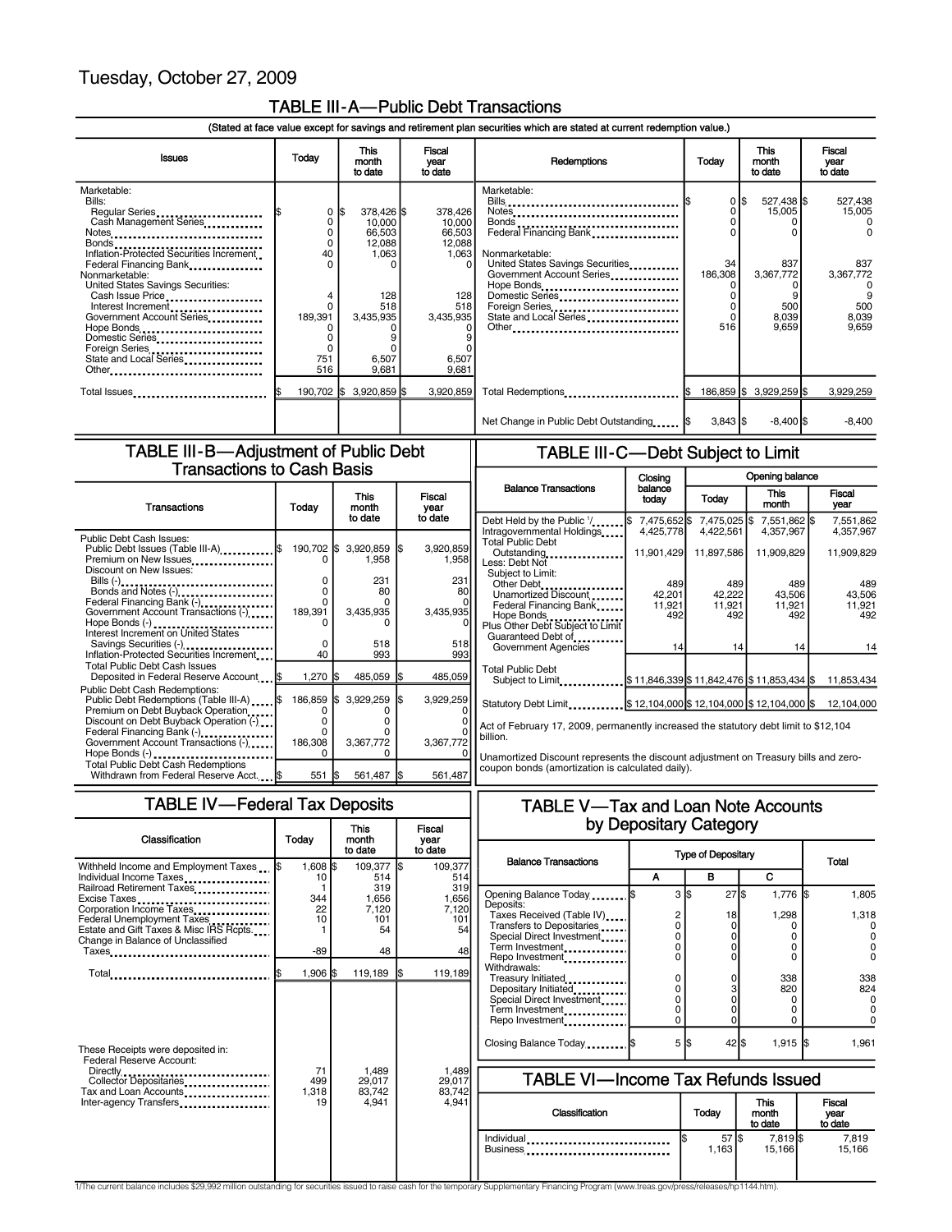Tuesday, October 27, 2009

## TABLE III-A—Public Debt Transactions

(Stated at face value except for savings and retirement plan securities which are stated at current redemption value.)

| Issues | Today | This month to date | Fiscal year to date |
|---|---|---|---|
| Marketable: | | | |
| Bills: | | | |
| Regular Series | $ 0 | $ 378,426 | $ 378,426 |
| Cash Management Series | 0 | 10,000 | 10,000 |
| Notes | 0 | 66,503 | 66,503 |
| Bonds | 0 | 12,088 | 12,088 |
| Inflation-Protected Securities Increment | 40 | 1,063 | 1,063 |
| Federal Financing Bank | 0 | 0 | 0 |
| Nonmarketable: | | | |
| United States Savings Securities: | | | |
| Cash Issue Price | 4 | 128 | 128 |
| Interest Increment | 0 | 518 | 518 |
| Government Account Series | 189,391 | 3,435,935 | 3,435,935 |
| Hope Bonds | 0 | 0 | 0 |
| Domestic Series | 0 | 9 | 9 |
| Foreign Series | 0 | 0 | 0 |
| State and Local Series | 751 | 6,507 | 6,507 |
| Other | 516 | 9,681 | 9,681 |
| Total Issues | $ 190,702 | $ 3,920,859 | $ 3,920,859 |

| Redemptions | Today | This month to date | Fiscal year to date |
|---|---|---|---|
| Marketable: | | | |
| Bills | $ 0 | $ 527,438 | $ 527,438 |
| Notes | 0 | 15,005 | 15,005 |
| Bonds | 0 | 0 | 0 |
| Federal Financing Bank | 0 | 0 | 0 |
| Nonmarketable: | | | |
| United States Savings Securities | 34 | 837 | 837 |
| Government Account Series | 186,308 | 3,367,772 | 3,367,772 |
| Hope Bonds | 0 | 0 | 0 |
| Domestic Series | 0 | 9 | 9 |
| Foreign Series | 0 | 500 | 500 |
| State and Local Series | 0 | 8,039 | 8,039 |
| Other | 516 | 9,659 | 9,659 |
| Total Redemptions | $ 186,859 | $ 3,929,259 | $ 3,929,259 |
| Net Change in Public Debt Outstanding | $ 3,843 | $ -8,400 | $ -8,400 |

## TABLE III-B—Adjustment of Public Debt Transactions to Cash Basis

| Transactions | Today | This month to date | Fiscal year to date |
|---|---|---|---|
| Public Debt Cash Issues: | | | |
| Public Debt Issues (Table III-A) | $ 190,702 | $ 3,920,859 | $ 3,920,859 |
| Premium on New Issues | 0 | 1,958 | 1,958 |
| Discount on New Issues: | | | |
| Bills (-) | 0 | 231 | 231 |
| Bonds and Notes (-) | 0 | 80 | 80 |
| Federal Financing Bank (-) | 0 | 0 | 0 |
| Government Account Transactions (-) | 189,391 | 3,435,935 | 3,435,935 |
| Hope Bonds (-) | 0 | 0 | 0 |
| Interest Increment on United States Savings Securities (-) | 0 | 518 | 518 |
| Inflation-Protected Securities Increment | 40 | 993 | 993 |
| Total Public Debt Cash Issues Deposited in Federal Reserve Account | $ 1,270 | $ 485,059 | $ 485,059 |
| Public Debt Cash Redemptions: | | | |
| Public Debt Redemptions (Table III-A) | $ 186,859 | $ 3,929,259 | $ 3,929,259 |
| Premium on Debt Buyback Operation | 0 | 0 | 0 |
| Discount on Debt Buyback Operation (-) | 0 | 0 | 0 |
| Federal Financing Bank (-) | 0 | 0 | 0 |
| Government Account Transactions (-) | 186,308 | 3,367,772 | 3,367,772 |
| Hope Bonds (-) | 0 | 0 | 0 |
| Total Public Debt Cash Redemptions Withdrawn from Federal Reserve Acct. | $ 551 | $ 561,487 | $ 561,487 |

## TABLE III-C—Debt Subject to Limit

| Balance Transactions | Closing balance today | Opening balance Today | Opening balance This month | Opening balance Fiscal year |
|---|---|---|---|---|
| Debt Held by the Public [1] | $ 7,475,652 | $ 7,475,025 | $ 7,551,862 | $ 7,551,862 |
| Intragovernmental Holdings | 4,425,778 | 4,422,561 | 4,357,967 | 4,357,967 |
| Total Public Debt Outstanding | 11,901,429 | 11,897,586 | 11,909,829 | 11,909,829 |
| Less: Debt Not Subject to Limit: | | | | |
| Other Debt | 489 | 489 | 489 | 489 |
| Unamortized Discount | 42,201 | 42,222 | 43,506 | 43,506 |
| Federal Financing Bank | 11,921 | 11,921 | 11,921 | 11,921 |
| Hope Bonds | 492 | 492 | 492 | 492 |
| Plus Other Debt Subject to Limit | | | | |
| Guaranteed Debt of Government Agencies | 14 | 14 | 14 | 14 |
| Total Public Debt Subject to Limit | $ 11,846,339 | $ 11,842,476 | $ 11,853,434 | $ 11,853,434 |
| Statutory Debt Limit | $ 12,104,000 | $ 12,104,000 | $ 12,104,000 | $ 12,104,000 |

Act of February 17, 2009, permanently increased the statutory debt limit to $12,104 billion.

Unamortized Discount represents the discount adjustment on Treasury bills and zero-coupon bonds (amortization is calculated daily).

## TABLE IV—Federal Tax Deposits

| Classification | Today | This month to date | Fiscal year to date |
|---|---|---|---|
| Withheld Income and Employment Taxes | $ 1,608 | $ 109,377 | $ 109,377 |
| Individual Income Taxes | 10 | 514 | 514 |
| Railroad Retirement Taxes | 1 | 319 | 319 |
| Excise Taxes | 344 | 1,656 | 1,656 |
| Corporation Income Taxes | 22 | 7,120 | 7,120 |
| Federal Unemployment Taxes | 10 | 101 | 101 |
| Estate and Gift Taxes & Misc IRS Rcpts. | 1 | 54 | 54 |
| Change in Balance of Unclassified Taxes | -89 | 48 | 48 |
| Total | $ 1,906 | $ 119,189 | $ 119,189 |
| These Receipts were deposited in: | | | |
| Federal Reserve Account: | | | |
| Directly | 71 | 1,489 | 1,489 |
| Collector Depositaries | 499 | 29,017 | 29,017 |
| Tax and Loan Accounts | 1,318 | 83,742 | 83,742 |
| Inter-agency Transfers | 19 | 4,941 | 4,941 |

## TABLE V—Tax and Loan Note Accounts by Depositary Category

| Balance Transactions | Type of Depositary A | Type of Depositary B | Type of Depositary C | Total |
|---|---|---|---|---|
| Opening Balance Today | $ 3 | $ 27 | $ 1,776 | $ 1,805 |
| Deposits: | | | | |
| Taxes Received (Table IV) | 2 | 18 | 1,298 | 1,318 |
| Transfers to Depositaries | 0 | 0 | 0 | 0 |
| Special Direct Investment | 0 | 0 | 0 | 0 |
| Term Investment | 0 | 0 | 0 | 0 |
| Repo Investment | 0 | 0 | 0 | 0 |
| Withdrawals: | | | | |
| Treasury Initiated | 0 | 0 | 338 | 338 |
| Depositary Initiated | 0 | 3 | 820 | 824 |
| Special Direct Investment | 0 | 0 | 0 | 0 |
| Term Investment | 0 | 0 | 0 | 0 |
| Repo Investment | 0 | 0 | 0 | 0 |
| Closing Balance Today | $ 5 | $ 42 | $ 1,915 | $ 1,961 |

## TABLE VI—Income Tax Refunds Issued

| Classification | Today | This month to date | Fiscal year to date |
|---|---|---|---|
| Individual | $ 57 | $ 7,819 | $ 7,819 |
| Business | 1,163 | 15,166 | 15,166 |

1/The current balance includes $29,992 million outstanding for securities issued to raise cash for the temporary Supplementary Financing Program (www.treas.gov/press/releases/hp1144.htm).